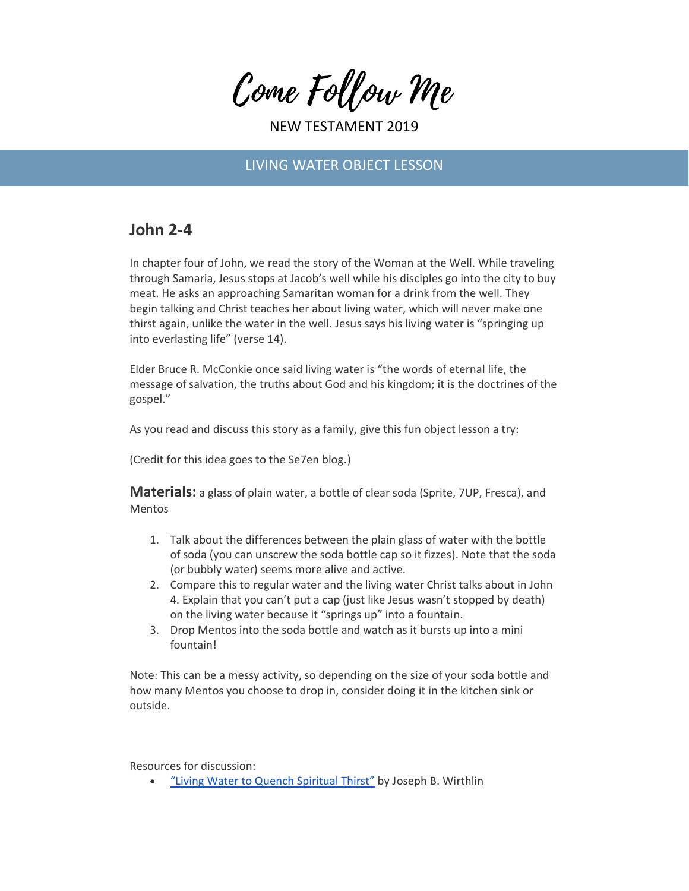# Come Follow Me

NEW TESTAMENT 2019

## LIVING WATER OBJECT LESSON

## John 2-4

In chapter four of John, we read the story of the Woman at the Well. While traveling through Samaria, Jesus stops at Jacob's well while his disciples go into the city to buy meat. He asks an approaching Samaritan woman for a drink from the well. They begin talking and Christ teaches her about living water, which will never make one thirst again, unlike the water in the well. Jesus says his living water is "springing up into everlasting life" (verse 14).

Elder Bruce R. McConkie once said living water is "the words of eternal life, the message of salvation, the truths about God and his kingdom; it is the doctrines of the gospel."

As you read and discuss this story as a family, give this fun object lesson a try:

(Credit for this idea goes to the Se7en blog.)

**Materials:** a glass of plain water, a bottle of clear soda (Sprite, 7UP, Fresca), and Mentos

1. Talk about the differences between the plain glass of water with the bottle of soda (you can unscrew the soda bottle cap so it fizzes). Note that the soda (or bubbly water) seems more alive and active.
2. Compare this to regular water and the living water Christ talks about in John 4. Explain that you can't put a cap (just like Jesus wasn't stopped by death) on the living water because it "springs up" into a fountain.
3. Drop Mentos into the soda bottle and watch as it bursts up into a mini fountain!

Note: This can be a messy activity, so depending on the size of your soda bottle and how many Mentos you choose to drop in, consider doing it in the kitchen sink or outside.

Resources for discussion:

- "Living Water to Quench Spiritual Thirst" by Joseph B. Wirthlin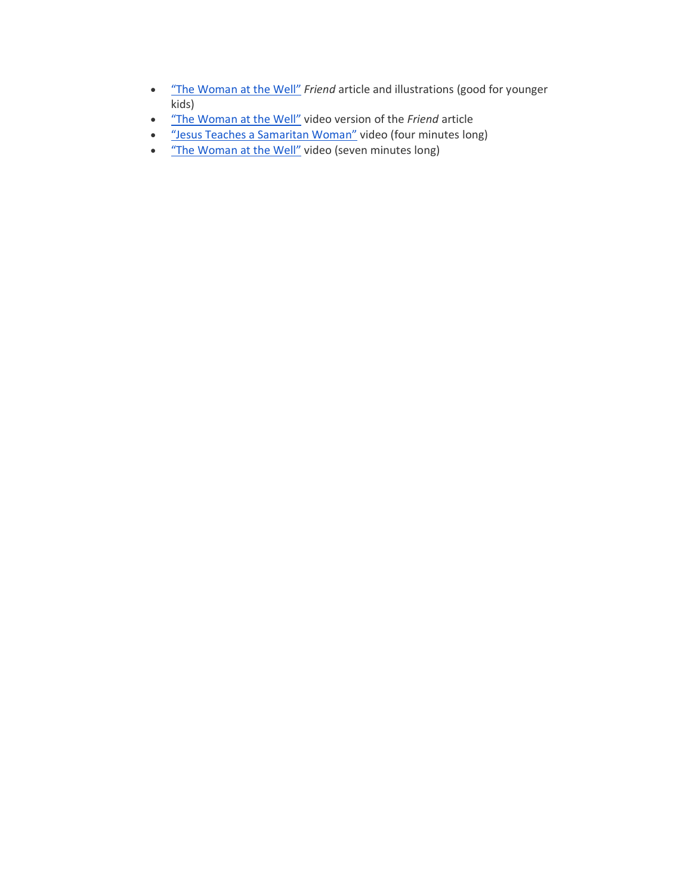- "The Woman at the Well" *Friend* article and illustrations (good for younger kids)
- "The Woman at the Well" video version of the *Friend* article
- "Jesus Teaches a Samaritan Woman" video (four minutes long)
- "The Woman at the Well" video (seven minutes long)